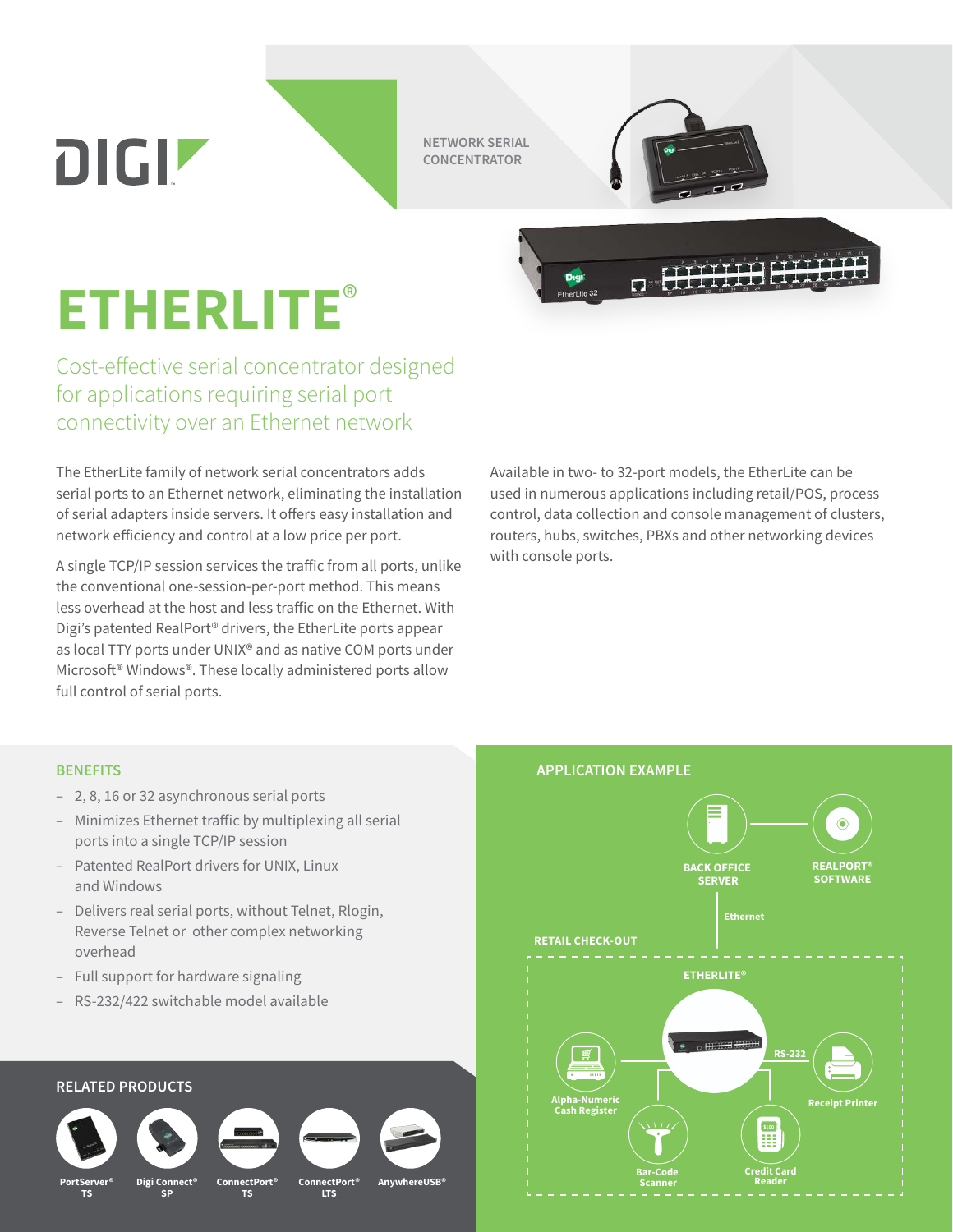DIGI

NETWORK SERIAL CONCENTRATOR

# ETHERLITE®

## Cost-effective serial concentrator designed for applications requiring serial port connectivity over an Ethernet network

The EtherLite family of network serial concentrators adds serial ports to an Ethernet network, eliminating the installation of serial adapters inside servers. It offers easy installation and network efficiency and control at a low price per port.

A single TCP/IP session services the traffic from all ports, unlike the conventional one-session-per-port method. This means less overhead at the host and less traffic on the Ethernet. With Digi's patented RealPort® drivers, the EtherLite ports appear as local TTY ports under UNIX® and as native COM ports under Microsoft® Windows®. These locally administered ports allow full control of serial ports.

Available in two- to 32-port models, the EtherLite can be used in numerous applications including retail/POS, process control, data collection and console management of clusters, routers, hubs, switches, PBXs and other networking devices with console ports.

### BENEFITS

- 2, 8, 16 or 32 asynchronous serial ports
- Minimizes Ethernet traffic by multiplexing all serial ports into a single TCP/IP session
- Patented RealPort drivers for UNIX, Linux and Windows
- Delivers real serial ports, without Telnet, Rlogin, Reverse Telnet or other complex networking overhead
- Full support for hardware signaling
- RS-232/422 switchable model available

### RELATED PRODUCTS

PortServer® TS · Digi Connect® SP · ConnectPort® TS · ConnectPort® LTS · AnywhereUSB®

### APPLICATION EXAMPLE

BACK OFFICE SERVER — REALPORT® SOFTWARE

Ethernet

RETAIL CHECK-OUT

ETHERLITE®

RS-232

Alpha-Numeric Cash Register · Receipt Printer · Bar-Code Scanner · Credit Card Reader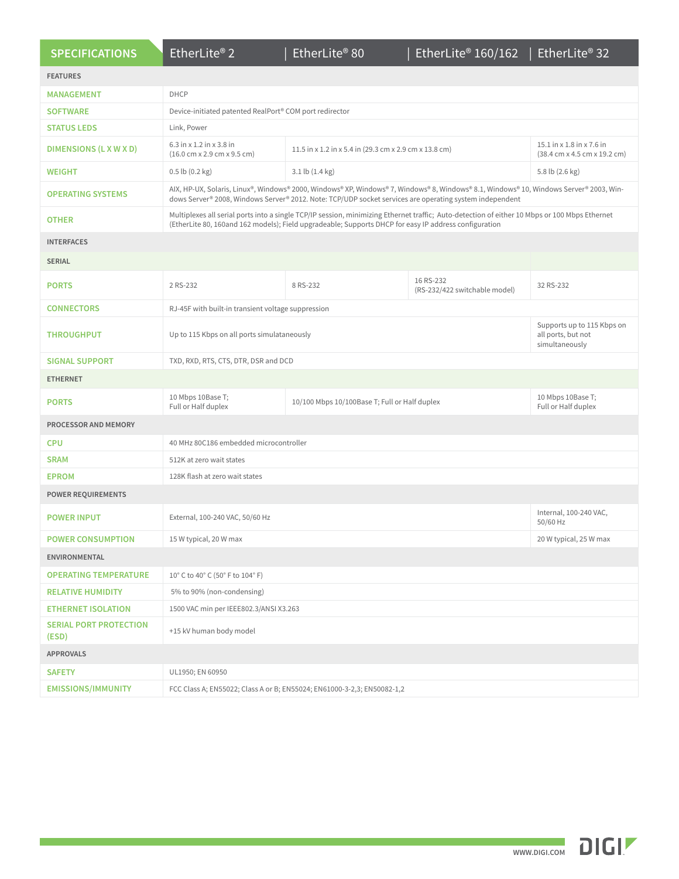| SPECIFICATIONS | EtherLite® 2 | EtherLite® 80 | EtherLite® 160/162 | EtherLite® 32 |
|---|---|---|---|---|
| **FEATURES** | | | | |
| MANAGEMENT | DHCP | | | |
| SOFTWARE | Device-initiated patented RealPort® COM port redirector | | | |
| STATUS LEDS | Link, Power | | | |
| DIMENSIONS (L X W X D) | 6.3 in x 1.2 in x 3.8 in (16.0 cm x 2.9 cm x 9.5 cm) | 11.5 in x 1.2 in x 5.4 in (29.3 cm x 2.9 cm x 13.8 cm) | | 15.1 in x 1.8 in x 7.6 in (38.4 cm x 4.5 cm x 19.2 cm) |
| WEIGHT | 0.5 lb (0.2 kg) | 3.1 lb (1.4 kg) | | 5.8 lb (2.6 kg) |
| OPERATING SYSTEMS | AIX, HP-UX, Solaris, Linux®, Windows® 2000, Windows® XP, Windows® 7, Windows® 8, Windows® 8.1, Windows® 10, Windows Server® 2003, Windows Server® 2008, Windows Server® 2012. Note: TCP/UDP socket services are operating system independent | | | |
| OTHER | Multiplexes all serial ports into a single TCP/IP session, minimizing Ethernet traffic; Auto-detection of either 10 Mbps or 100 Mbps Ethernet (EtherLite 80, 160and 162 models); Field upgradeable; Supports DHCP for easy IP address configuration | | | |
| **INTERFACES** | | | | |
| **SERIAL** | | | | |
| PORTS | 2 RS-232 | 8 RS-232 | 16 RS-232 (RS-232/422 switchable model) | 32 RS-232 |
| CONNECTORS | RJ-45F with built-in transient voltage suppression | | | |
| THROUGHPUT | Up to 115 Kbps on all ports simulataneously | | | Supports up to 115 Kbps on all ports, but not simultaneously |
| SIGNAL SUPPORT | TXD, RXD, RTS, CTS, DTR, DSR and DCD | | | |
| **ETHERNET** | | | | |
| PORTS | 10 Mbps 10Base T; Full or Half duplex | 10/100 Mbps 10/100Base T; Full or Half duplex | | 10 Mbps 10Base T; Full or Half duplex |
| **PROCESSOR AND MEMORY** | | | | |
| CPU | 40 MHz 80C186 embedded microcontroller | | | |
| SRAM | 512K at zero wait states | | | |
| EPROM | 128K flash at zero wait states | | | |
| **POWER REQUIREMENTS** | | | | |
| POWER INPUT | External, 100-240 VAC, 50/60 Hz | | | Internal, 100-240 VAC, 50/60 Hz |
| POWER CONSUMPTION | 15 W typical, 20 W max | | | 20 W typical, 25 W max |
| **ENVIRONMENTAL** | | | | |
| OPERATING TEMPERATURE | 10° C to 40° C (50° F to 104° F) | | | |
| RELATIVE HUMIDITY | 5% to 90% (non-condensing) | | | |
| ETHERNET ISOLATION | 1500 VAC min per IEEE802.3/ANSI X3.263 | | | |
| SERIAL PORT PROTECTION (ESD) | +15 kV human body model | | | |
| **APPROVALS** | | | | |
| SAFETY | UL1950; EN 60950 | | | |
| EMISSIONS/IMMUNITY | FCC Class A; EN55022; Class A or B; EN55024; EN61000-3-2,3; EN50082-1,2 | | | |

WWW.DIGI.COM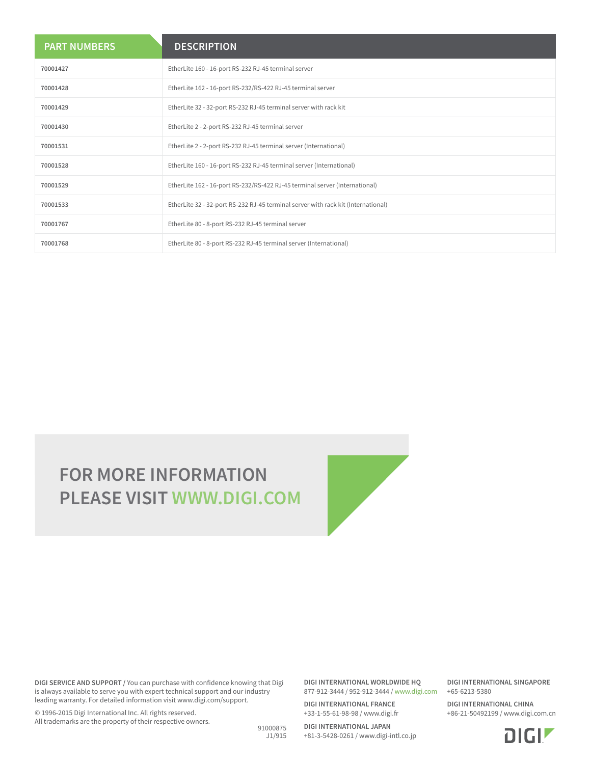| PART NUMBERS | DESCRIPTION |
| --- | --- |
| 70001427 | EtherLite 160 - 16-port RS-232 RJ-45 terminal server |
| 70001428 | EtherLite 162 - 16-port RS-232/RS-422 RJ-45 terminal server |
| 70001429 | EtherLite 32 - 32-port RS-232 RJ-45 terminal server with rack kit |
| 70001430 | EtherLite 2 - 2-port RS-232 RJ-45 terminal server |
| 70001531 | EtherLite 2 - 2-port RS-232 RJ-45 terminal server (International) |
| 70001528 | EtherLite 160 - 16-port RS-232 RJ-45 terminal server (International) |
| 70001529 | EtherLite 162 - 16-port RS-232/RS-422 RJ-45 terminal server (International) |
| 70001533 | EtherLite 32 - 32-port RS-232 RJ-45 terminal server with rack kit (International) |
| 70001767 | EtherLite 80 - 8-port RS-232 RJ-45 terminal server |
| 70001768 | EtherLite 80 - 8-port RS-232 RJ-45 terminal server (International) |

## FOR MORE INFORMATION PLEASE VISIT WWW.DIGI.COM

**DIGI SERVICE AND SUPPORT /** You can purchase with confidence knowing that Digi is always available to serve you with expert technical support and our industry leading warranty. For detailed information visit www.digi.com/support.

© 1996-2015 Digi International Inc. All rights reserved.
All trademarks are the property of their respective owners.

91000875
J1/915

**DIGI INTERNATIONAL WORLDWIDE HQ**
877-912-3444 / 952-912-3444 / www.digi.com

**DIGI INTERNATIONAL FRANCE**
+33-1-55-61-98-98 / www.digi.fr

**DIGI INTERNATIONAL JAPAN**
+81-3-5428-0261 / www.digi-intl.co.jp

**DIGI INTERNATIONAL SINGAPORE**
+65-6213-5380

**DIGI INTERNATIONAL CHINA**
+86-21-50492199 / www.digi.com.cn